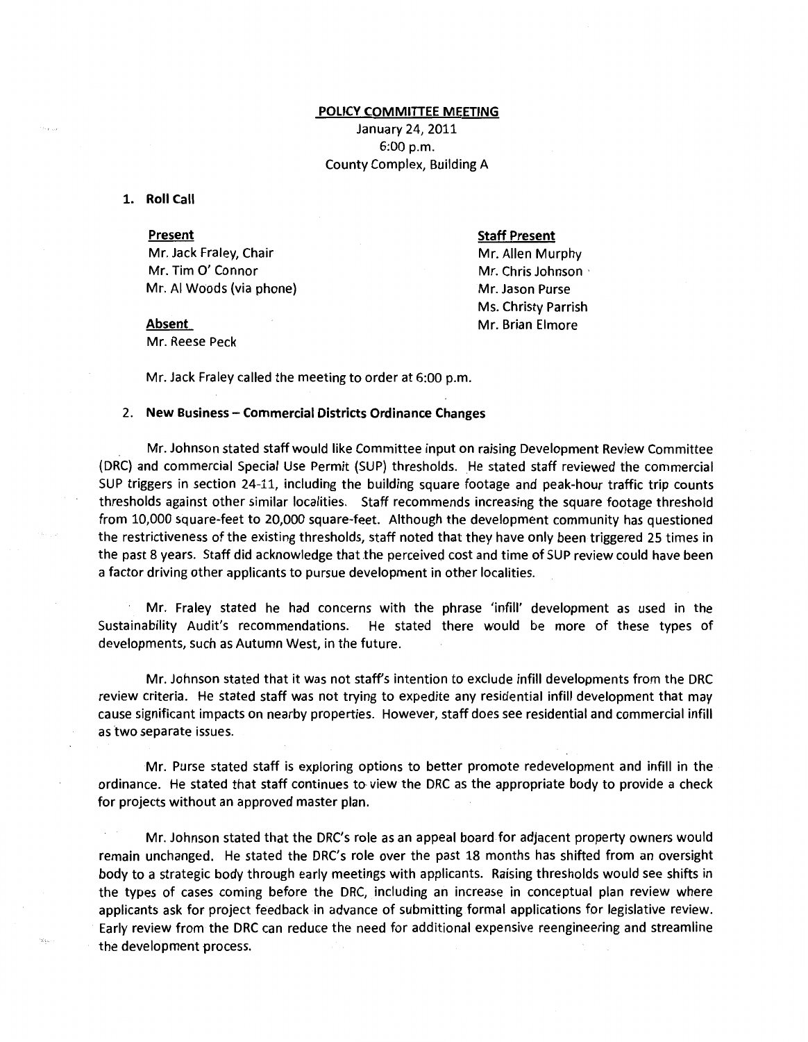**POLICY COMMITTEE MEETING**

January 24, 2011
6:00 p.m.
County Complex, Building A

1. **Roll Call**

**Present**
Mr. Jack Fraley, Chair
Mr. Tim O' Connor
Mr. Al Woods (via phone)

**Absent**
Mr. Reese Peck

**Staff Present**
Mr. Allen Murphy
Mr. Chris Johnson
Mr. Jason Purse
Ms. Christy Parrish
Mr. Brian Elmore

Mr. Jack Fraley called the meeting to order at 6:00 p.m.

2. **New Business – Commercial Districts Ordinance Changes**

Mr. Johnson stated staff would like Committee input on raising Development Review Committee (DRC) and commercial Special Use Permit (SUP) thresholds. He stated staff reviewed the commercial SUP triggers in section 24-11, including the building square footage and peak-hour traffic trip counts thresholds against other similar localities. Staff recommends increasing the square footage threshold from 10,000 square-feet to 20,000 square-feet. Although the development community has questioned the restrictiveness of the existing thresholds, staff noted that they have only been triggered 25 times in the past 8 years. Staff did acknowledge that the perceived cost and time of SUP review could have been a factor driving other applicants to pursue development in other localities.

Mr. Fraley stated he had concerns with the phrase 'infill' development as used in the Sustainability Audit's recommendations. He stated there would be more of these types of developments, such as Autumn West, in the future.

Mr. Johnson stated that it was not staff's intention to exclude infill developments from the DRC review criteria. He stated staff was not trying to expedite any residential infill development that may cause significant impacts on nearby properties. However, staff does see residential and commercial infill as two separate issues.

Mr. Purse stated staff is exploring options to better promote redevelopment and infill in the ordinance. He stated that staff continues to view the DRC as the appropriate body to provide a check for projects without an approved master plan.

Mr. Johnson stated that the DRC's role as an appeal board for adjacent property owners would remain unchanged. He stated the DRC's role over the past 18 months has shifted from an oversight body to a strategic body through early meetings with applicants. Raising thresholds would see shifts in the types of cases coming before the DRC, including an increase in conceptual plan review where applicants ask for project feedback in advance of submitting formal applications for legislative review. Early review from the DRC can reduce the need for additional expensive reengineering and streamline the development process.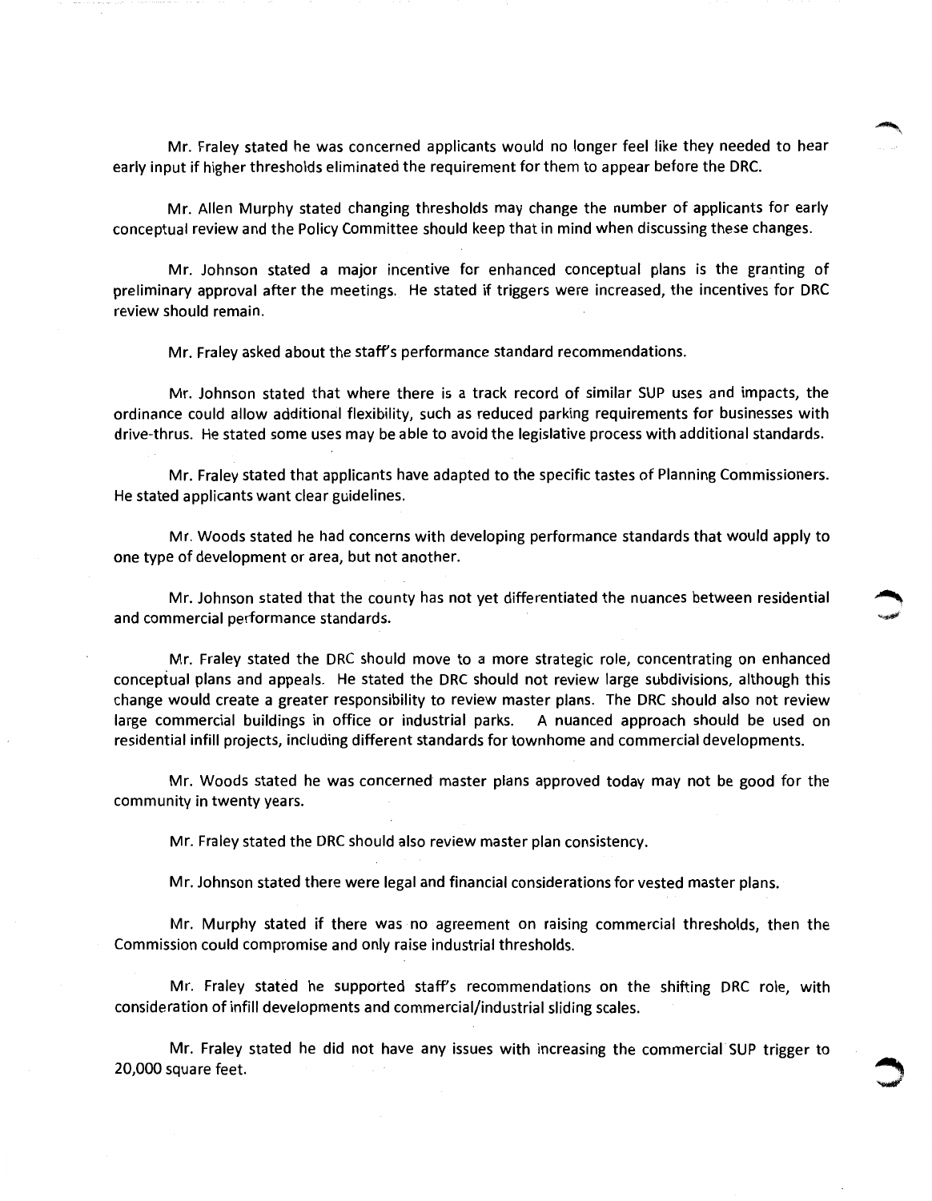Mr. Fraley stated he was concerned applicants would no longer feel like they needed to hear early input if higher thresholds eliminated the requirement for them to appear before the DRC.

Mr. Allen Murphy stated changing thresholds may change the number of applicants for early conceptual review and the Policy Committee should keep that in mind when discussing these changes.

Mr. Johnson stated a major incentive for enhanced conceptual plans is the granting of preliminary approval after the meetings. He stated if triggers were increased, the incentives for DRC review should remain.

Mr. Fraley asked about the staff's performance standard recommendations.

Mr. Johnson stated that where there is a track record of similar SUP uses and impacts, the ordinance could allow additional flexibility, such as reduced parking requirements for businesses with drive-thrus. He stated some uses may be able to avoid the legislative process with additional standards.

Mr. Fraley stated that applicants have adapted to the specific tastes of Planning Commissioners. He stated applicants want clear guidelines.

Mr. Woods stated he had concerns with developing performance standards that would apply to one type of development or area, but not another.

Mr. Johnson stated that the county has not yet differentiated the nuances between residential and commercial performance standards.

Mr. Fraley stated the DRC should move to a more strategic role, concentrating on enhanced conceptual plans and appeals. He stated the DRC should not review large subdivisions, although this change would create a greater responsibility to review master plans. The DRC should also not review large commercial buildings in office or industrial parks. A nuanced approach should be used on residential infill projects, including different standards for townhome and commercial developments.

Mr. Woods stated he was concerned master plans approved today may not be good for the community in twenty years.

Mr. Fraley stated the DRC should also review master plan consistency.

Mr. Johnson stated there were legal and financial considerations for vested master plans.

Mr. Murphy stated if there was no agreement on raising commercial thresholds, then the Commission could compromise and only raise industrial thresholds.

Mr. Fraley stated he supported staff's recommendations on the shifting DRC role, with consideration of infill developments and commercial/industrial sliding scales.

Mr. Fraley stated he did not have any issues with increasing the commercial SUP trigger to 20,000 square feet.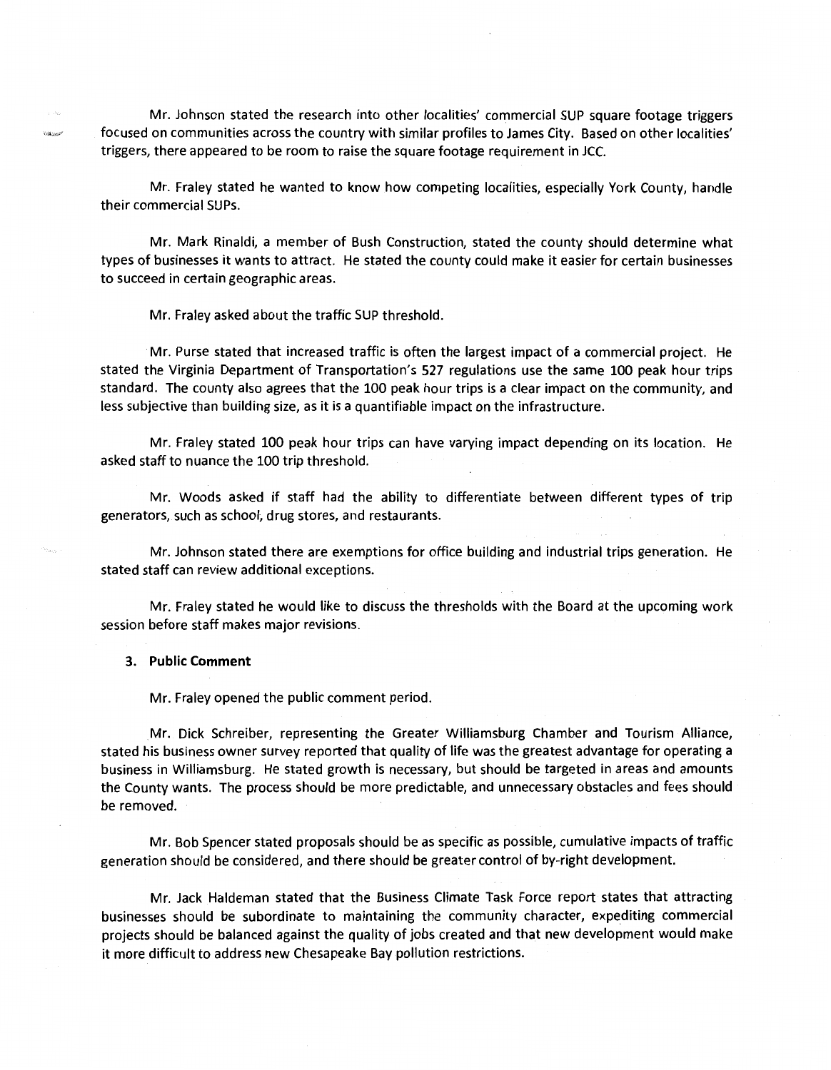Mr. Johnson stated the research into other localities' commercial SUP square footage triggers focused on communities across the country with similar profiles to James City. Based on other localities' triggers, there appeared to be room to raise the square footage requirement in JCC.

Mr. Fraley stated he wanted to know how competing localities, especially York County, handle their commercial SUPs.

Mr. Mark Rinaldi, a member of Bush Construction, stated the county should determine what types of businesses it wants to attract. He stated the county could make it easier for certain businesses to succeed in certain geographic areas.

Mr. Fraley asked about the traffic SUP threshold.

Mr. Purse stated that increased traffic is often the largest impact of a commercial project. He stated the Virginia Department of Transportation's 527 regulations use the same 100 peak hour trips standard. The county also agrees that the 100 peak hour trips is a clear impact on the community, and less subjective than building size, as it is a quantifiable impact on the infrastructure.

Mr. Fraley stated 100 peak hour trips can have varying impact depending on its location. He asked staff to nuance the 100 trip threshold.

Mr. Woods asked if staff had the ability to differentiate between different types of trip generators, such as school, drug stores, and restaurants.

Mr. Johnson stated there are exemptions for office building and industrial trips generation. He stated staff can review additional exceptions.

Mr. Fraley stated he would like to discuss the thresholds with the Board at the upcoming work session before staff makes major revisions.

**3. Public Comment**

Mr. Fraley opened the public comment period.

Mr. Dick Schreiber, representing the Greater Williamsburg Chamber and Tourism Alliance, stated his business owner survey reported that quality of life was the greatest advantage for operating a business in Williamsburg. He stated growth is necessary, but should be targeted in areas and amounts the County wants. The process should be more predictable, and unnecessary obstacles and fees should be removed.

Mr. Bob Spencer stated proposals should be as specific as possible, cumulative impacts of traffic generation should be considered, and there should be greater control of by-right development.

Mr. Jack Haldeman stated that the Business Climate Task Force report states that attracting businesses should be subordinate to maintaining the community character, expediting commercial projects should be balanced against the quality of jobs created and that new development would make it more difficult to address new Chesapeake Bay pollution restrictions.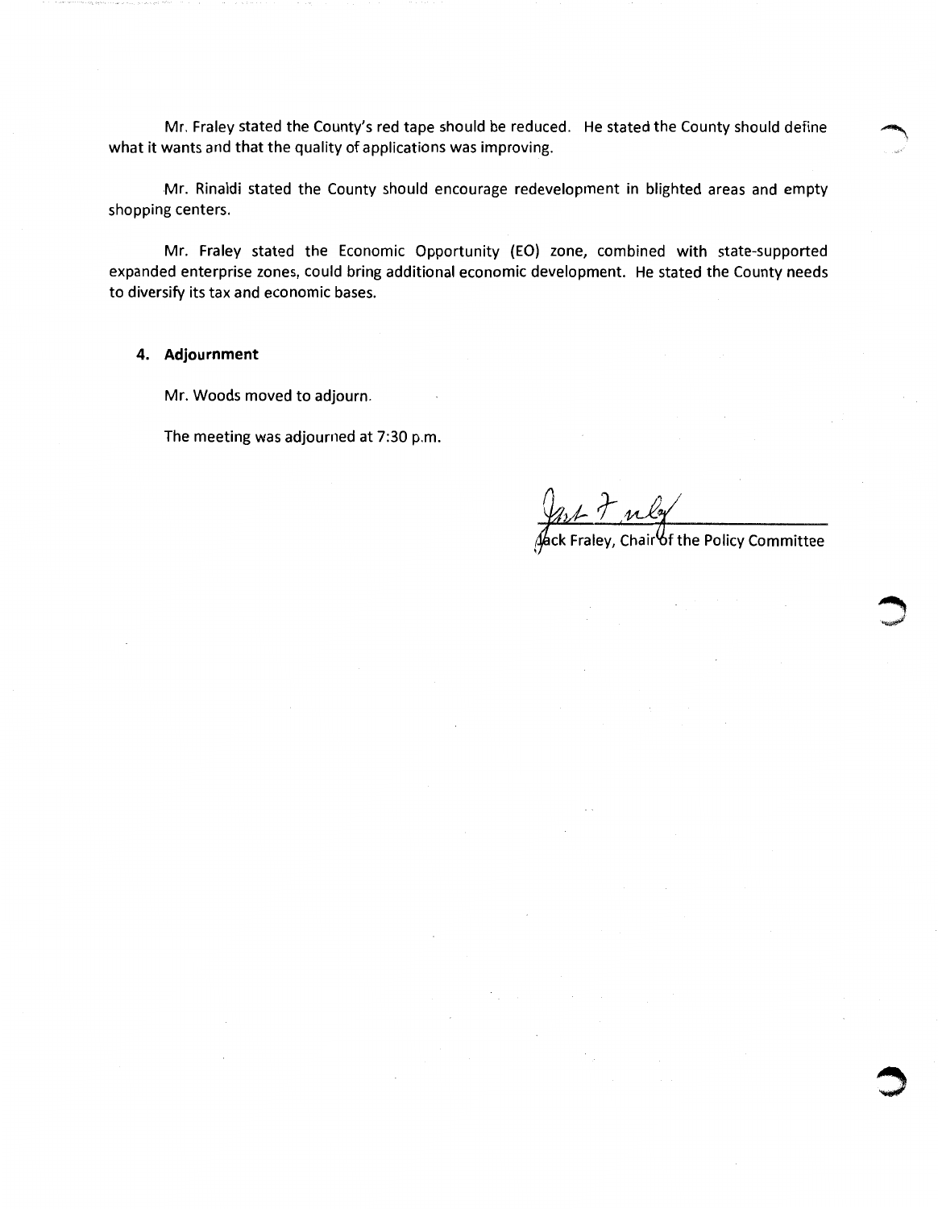Mr. Fraley stated the County's red tape should be reduced. He stated the County should define what it wants and that the quality of applications was improving.

Mr. Rinaldi stated the County should encourage redevelopment in blighted areas and empty shopping centers.

Mr. Fraley stated the Economic Opportunity (EO) zone, combined with state-supported expanded enterprise zones, could bring additional economic development. He stated the County needs to diversify its tax and economic bases.

**4. Adjournment**

Mr. Woods moved to adjourn.

The meeting was adjourned at 7:30 p.m.

Jack Fraley, Chair of the Policy Committee